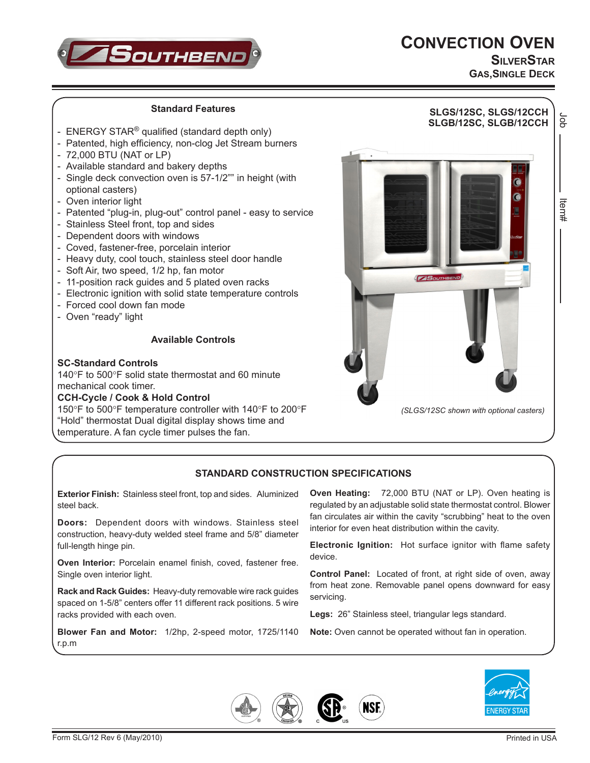# CONVECTION OVEN

## SILVERSTAR

### GAS, SINGLE DECK

**SLGS/12SC, SLGS/12CCH**
**SLGB/12SC, SLGB/12CCH**

Job ____________

Item# ____________

## Standard Features

- ENERGY STAR® qualified (standard depth only)
- Patented, high efficiency, non-clog Jet Stream burners
- 72,000 BTU (NAT or LP)
- Available standard and bakery depths
- Single deck convection oven is 57-1/2"" in height (with optional casters)
- Oven interior light
- Patented "plug-in, plug-out" control panel - easy to service
- Stainless Steel front, top and sides
- Dependent doors with windows
- Coved, fastener-free, porcelain interior
- Heavy duty, cool touch, stainless steel door handle
- Soft Air, two speed, 1/2 hp, fan motor
- 11-position rack guides and 5 plated oven racks
- Electronic ignition with solid state temperature controls
- Forced cool down fan mode
- Oven "ready" light

## Available Controls

**SC-Standard Controls**
140°F to 500°F solid state thermostat and 60 minute mechanical cook timer.

**CCH-Cycle / Cook & Hold Control**
150°F to 500°F temperature controller with 140°F to 200°F "Hold" thermostat Dual digital display shows time and temperature. A fan cycle timer pulses the fan.

*(SLGS/12SC shown with optional casters)*

## STANDARD CONSTRUCTION SPECIFICATIONS

**Exterior Finish:** Stainless steel front, top and sides. Aluminized steel back.

**Doors:** Dependent doors with windows. Stainless steel construction, heavy-duty welded steel frame and 5/8" diameter full-length hinge pin.

**Oven Interior:** Porcelain enamel finish, coved, fastener free. Single oven interior light.

**Rack and Rack Guides:** Heavy-duty removable wire rack guides spaced on 1-5/8" centers offer 11 different rack positions. 5 wire racks provided with each oven.

**Blower Fan and Motor:** 1/2hp, 2-speed motor, 1725/1140 r.p.m

**Oven Heating:** 72,000 BTU (NAT or LP). Oven heating is regulated by an adjustable solid state thermostat control. Blower fan circulates air within the cavity "scrubbing" heat to the oven interior for even heat distribution within the cavity.

**Electronic Ignition:** Hot surface ignitor with flame safety device.

**Control Panel:** Located of front, at right side of oven, away from heat zone. Removable panel opens downward for easy servicing.

**Legs:** 26" Stainless steel, triangular legs standard.

**Note:** Oven cannot be operated without fan in operation.

Form SLG/12 Rev 6 (May/2010)

Printed in USA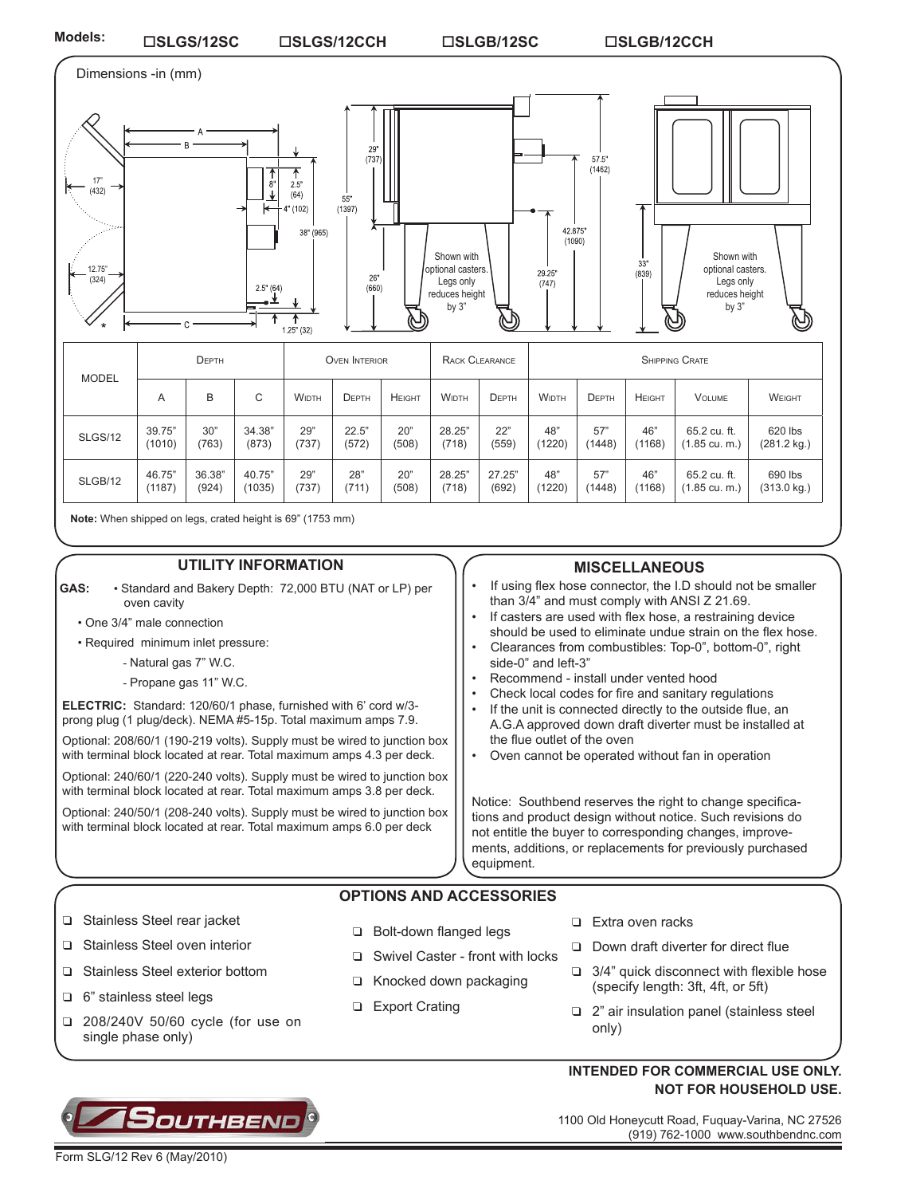**Models:** ☐SLGS/12SC ☐SLGS/12CCH ☐SLGB/12SC ☐SLGB/12CCH

Dimensions -in (mm)

17" (432)
12.75" (324)
A
B
C
8"
2.5" (64)
4" (102)
38" (965)
2.5" (64)
1.25" (32)
29" (737)
55" (1397)
26" (660)
Shown with optional casters. Legs only reduces height by 3"
57.5" (1462)
42.875" (1090)
29.25" (747)
33" (839)
Shown with optional casters. Legs only reduces height by 3"

| MODEL | DEPTH | | | OVEN INTERIOR | | | RACK CLEARANCE | | SHIPPING CRATE | | | | |
|---|---|---|---|---|---|---|---|---|---|---|---|---|---|
| | A | B | C | WIDTH | DEPTH | HEIGHT | WIDTH | DEPTH | WIDTH | DEPTH | HEIGHT | VOLUME | WEIGHT |
| SLGS/12 | 39.75" (1010) | 30" (763) | 34.38" (873) | 29" (737) | 22.5" (572) | 20" (508) | 28.25" (718) | 22" (559) | 48" (1220) | 57" (1448) | 46" (1168) | 65.2 cu. ft. (1.85 cu. m.) | 620 lbs (281.2 kg.) |
| SLGB/12 | 46.75" (1187) | 36.38" (924) | 40.75" (1035) | 29" (737) | 28" (711) | 20" (508) | 28.25" (718) | 27.25" (692) | 48" (1220) | 57" (1448) | 46" (1168) | 65.2 cu. ft. (1.85 cu. m.) | 690 lbs (313.0 kg.) |

**Note:** When shipped on legs, crated height is 69" (1753 mm)

## UTILITY INFORMATION

**GAS:**
- Standard and Bakery Depth: 72,000 BTU (NAT or LP) per oven cavity
- One 3/4" male connection
- Required minimum inlet pressure:
  - Natural gas 7" W.C.
  - Propane gas 11" W.C.

**ELECTRIC:** Standard: 120/60/1 phase, furnished with 6' cord w/3-prong plug (1 plug/deck). NEMA #5-15p. Total maximum amps 7.9.

Optional: 208/60/1 (190-219 volts). Supply must be wired to junction box with terminal block located at rear. Total maximum amps 4.3 per deck.

Optional: 240/60/1 (220-240 volts). Supply must be wired to junction box with terminal block located at rear. Total maximum amps 3.8 per deck.

Optional: 240/50/1 (208-240 volts). Supply must be wired to junction box with terminal block located at rear. Total maximum amps 6.0 per deck

## MISCELLANEOUS

- If using flex hose connector, the I.D should not be smaller than 3/4" and must comply with ANSI Z 21.69.
- If casters are used with flex hose, a restraining device should be used to eliminate undue strain on the flex hose.
- Clearances from combustibles: Top-0", bottom-0", right side-0" and left-3"
- Recommend - install under vented hood
- Check local codes for fire and sanitary regulations
- If the unit is connected directly to the outside flue, an A.G.A approved down draft diverter must be installed at the flue outlet of the oven
- Oven cannot be operated without fan in operation

Notice: Southbend reserves the right to change specifications and product design without notice. Such revisions do not entitle the buyer to corresponding changes, improvements, additions, or replacements for previously purchased equipment.

## OPTIONS AND ACCESSORIES

- ❑ Stainless Steel rear jacket
- ❑ Stainless Steel oven interior
- ❑ Stainless Steel exterior bottom
- ❑ 6" stainless steel legs
- ❑ 208/240V 50/60 cycle (for use on single phase only)
- ❑ Bolt-down flanged legs
- ❑ Swivel Caster - front with locks
- ❑ Knocked down packaging
- ❑ Export Crating
- ❑ Extra oven racks
- ❑ Down draft diverter for direct flue
- ❑ 3/4" quick disconnect with flexible hose (specify length: 3ft, 4ft, or 5ft)
- ❑ 2" air insulation panel (stainless steel only)

**INTENDED FOR COMMERCIAL USE ONLY.**
**NOT FOR HOUSEHOLD USE.**

SOUTHBEND

1100 Old Honeycutt Road, Fuquay-Varina, NC 27526
(919) 762-1000 www.southbendnc.com

Form SLG/12 Rev 6 (May/2010)